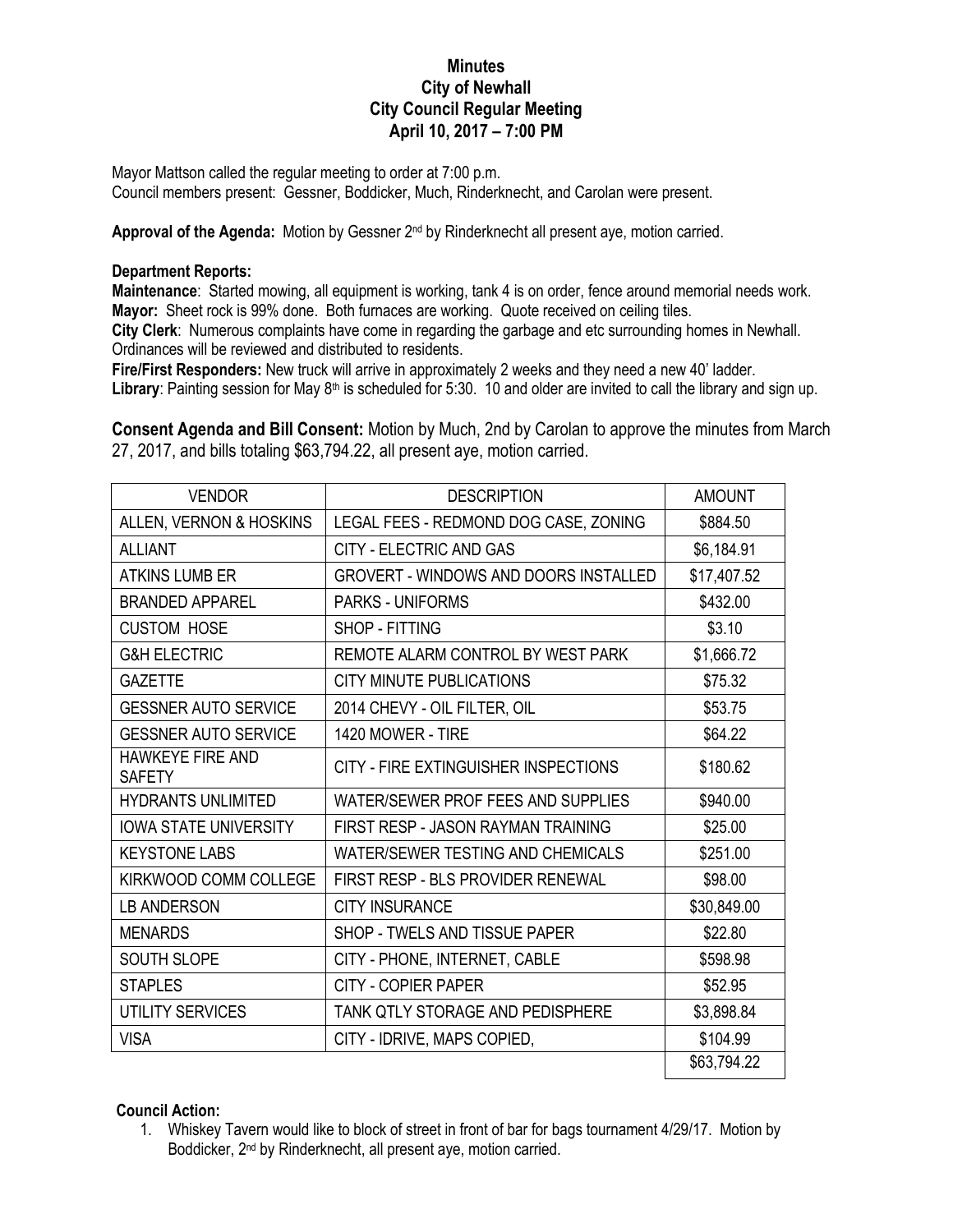# Minutes
# City of Newhall
# City Council Regular Meeting
# April 10, 2017 – 7:00 PM

Mayor Mattson called the regular meeting to order at 7:00 p.m.
Council members present: Gessner, Boddicker, Much, Rinderknecht, and Carolan were present.

**Approval of the Agenda:** Motion by Gessner 2nd by Rinderknecht all present aye, motion carried.

**Department Reports:**

**Maintenance**: Started mowing, all equipment is working, tank 4 is on order, fence around memorial needs work.
**Mayor:** Sheet rock is 99% done. Both furnaces are working. Quote received on ceiling tiles.
**City Clerk**: Numerous complaints have come in regarding the garbage and etc surrounding homes in Newhall. Ordinances will be reviewed and distributed to residents.
**Fire/First Responders:** New truck will arrive in approximately 2 weeks and they need a new 40' ladder.
**Library**: Painting session for May 8th is scheduled for 5:30. 10 and older are invited to call the library and sign up.

**Consent Agenda and Bill Consent:** Motion by Much, 2nd by Carolan to approve the minutes from March 27, 2017, and bills totaling $63,794.22, all present aye, motion carried.

| VENDOR | DESCRIPTION | AMOUNT |
|---|---|---|
| ALLEN, VERNON & HOSKINS | LEGAL FEES - REDMOND DOG CASE, ZONING | $884.50 |
| ALLIANT | CITY - ELECTRIC AND GAS | $6,184.91 |
| ATKINS LUMB ER | GROVERT - WINDOWS AND DOORS INSTALLED | $17,407.52 |
| BRANDED APPAREL | PARKS - UNIFORMS | $432.00 |
| CUSTOM HOSE | SHOP - FITTING | $3.10 |
| G&H ELECTRIC | REMOTE ALARM CONTROL BY WEST PARK | $1,666.72 |
| GAZETTE | CITY MINUTE PUBLICATIONS | $75.32 |
| GESSNER AUTO SERVICE | 2014 CHEVY - OIL FILTER, OIL | $53.75 |
| GESSNER AUTO SERVICE | 1420 MOWER - TIRE | $64.22 |
| HAWKEYE FIRE AND SAFETY | CITY - FIRE EXTINGUISHER INSPECTIONS | $180.62 |
| HYDRANTS UNLIMITED | WATER/SEWER PROF FEES AND SUPPLIES | $940.00 |
| IOWA STATE UNIVERSITY | FIRST RESP - JASON RAYMAN TRAINING | $25.00 |
| KEYSTONE LABS | WATER/SEWER TESTING AND CHEMICALS | $251.00 |
| KIRKWOOD COMM COLLEGE | FIRST RESP - BLS PROVIDER RENEWAL | $98.00 |
| LB ANDERSON | CITY INSURANCE | $30,849.00 |
| MENARDS | SHOP - TWELS AND TISSUE PAPER | $22.80 |
| SOUTH SLOPE | CITY - PHONE, INTERNET, CABLE | $598.98 |
| STAPLES | CITY - COPIER PAPER | $52.95 |
| UTILITY SERVICES | TANK QTLY STORAGE AND PEDISPHERE | $3,898.84 |
| VISA | CITY - IDRIVE, MAPS COPIED, | $104.99 |
| | | $63,794.22 |

**Council Action:**

1. Whiskey Tavern would like to block of street in front of bar for bags tournament 4/29/17. Motion by Boddicker, 2nd by Rinderknecht, all present aye, motion carried.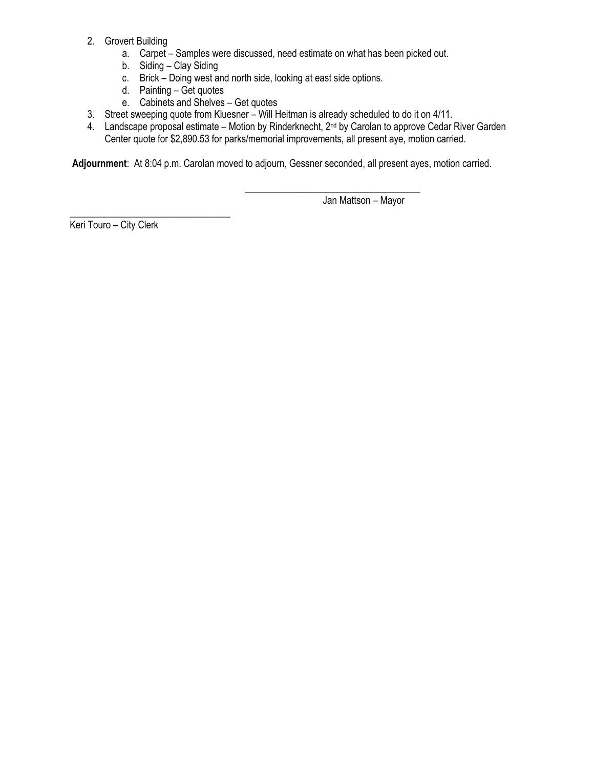2. Grovert Building
    a. Carpet – Samples were discussed, need estimate on what has been picked out.
    b. Siding – Clay Siding
    c. Brick – Doing west and north side, looking at east side options.
    d. Painting – Get quotes
    e. Cabinets and Shelves – Get quotes
3. Street sweeping quote from Kluesner – Will Heitman is already scheduled to do it on 4/11.
4. Landscape proposal estimate – Motion by Rinderknecht, 2nd by Carolan to approve Cedar River Garden Center quote for $2,890.53 for parks/memorial improvements, all present aye, motion carried.

**Adjournment**: At 8:04 p.m. Carolan moved to adjourn, Gessner seconded, all present ayes, motion carried.

\_\_\_\_\_\_\_\_\_\_\_\_\_\_\_\_\_\_\_\_\_\_\_\_\_\_\_\_\_\_\_\_\_\_\_\_

Jan Mattson – Mayor

\_\_\_\_\_\_\_\_\_\_\_\_\_\_\_\_\_\_\_\_\_\_\_\_\_\_\_\_\_\_\_\_\_\_\_\_

Keri Touro – City Clerk